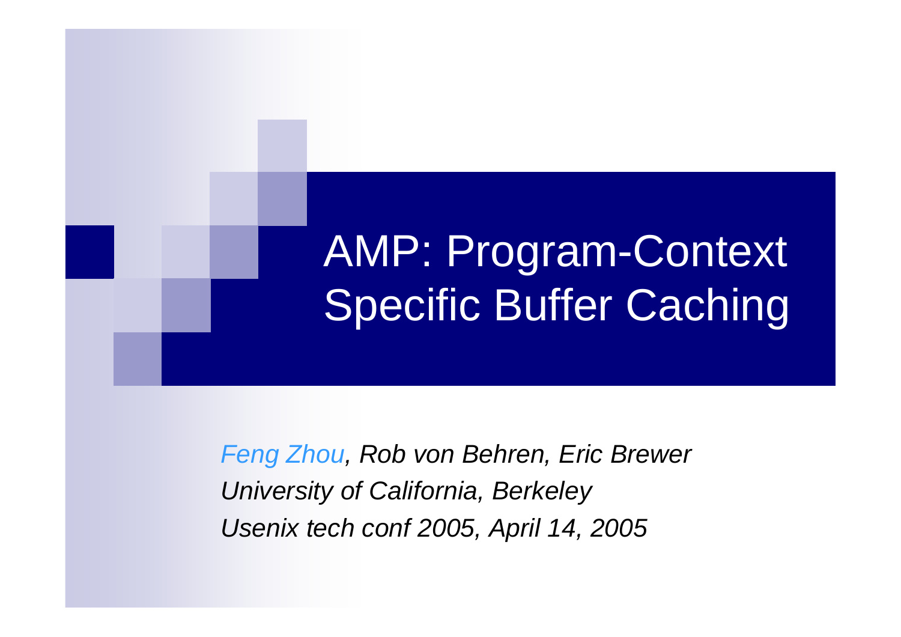# AMP: Program-Context Specific Buffer Caching

*Feng Zhou, Rob von Behren, Eric Brewer*

*University of California, Berkeley*

*Usenix tech conf 2005, April 14, 2005*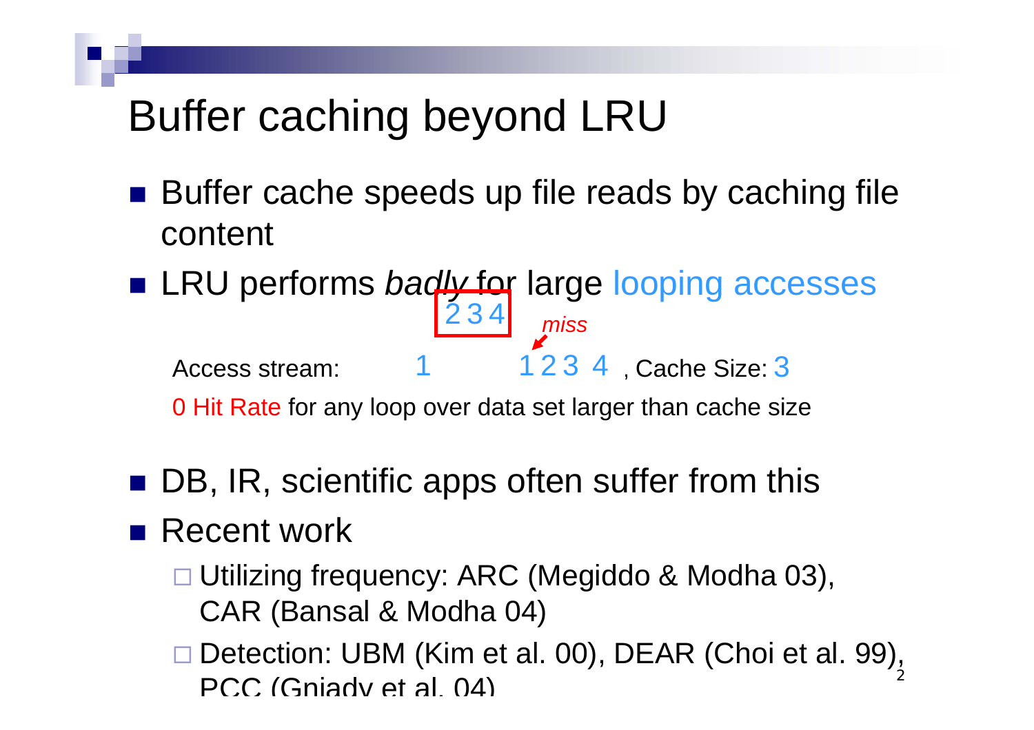# Buffer caching beyond LRU

- Buffer cache speeds up file reads by caching file content
- LRU performs *badly* for large looping accesses

  234

  *miss*

  Access stream: 1 1 2 3 4 , Cache Size: 3

  0 Hit Rate for any loop over data set larger than cache size

- DB, IR, scientific apps often suffer from this
- Recent work
  - Utilizing frequency: ARC (Megiddo & Modha 03), CAR (Bansal & Modha 04)
  - Detection: UBM (Kim et al. 00), DEAR (Choi et al. 99), PCC (Gniady et al. 04)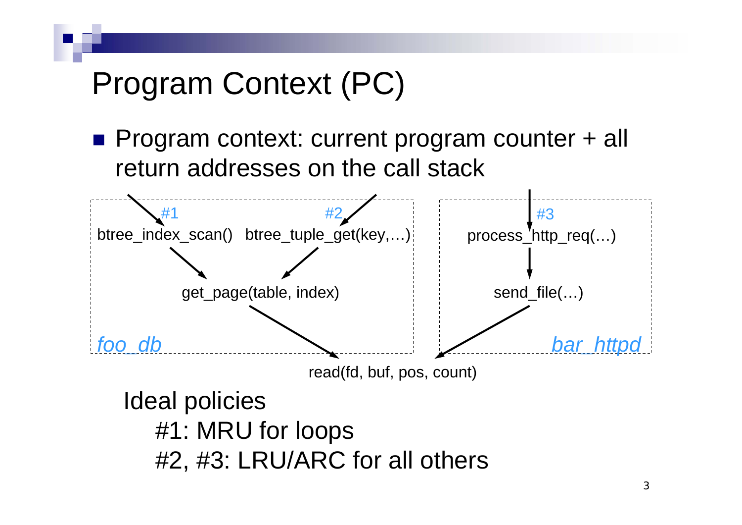# Program Context (PC)

- Program context: current program counter + all return addresses on the call stack

*foo_db*

- #1 → btree_index_scan() → get_page(table, index)
- #2 → btree_tuple_get(key,…) → get_page(table, index)
- get_page(table, index) → read(fd, buf, pos, count)

*bar_httpd*

- #3 → process_http_req(…) → send_file(…)
- send_file(…) → read(fd, buf, pos, count)

Ideal policies

- #1: MRU for loops
- #2, #3: LRU/ARC for all others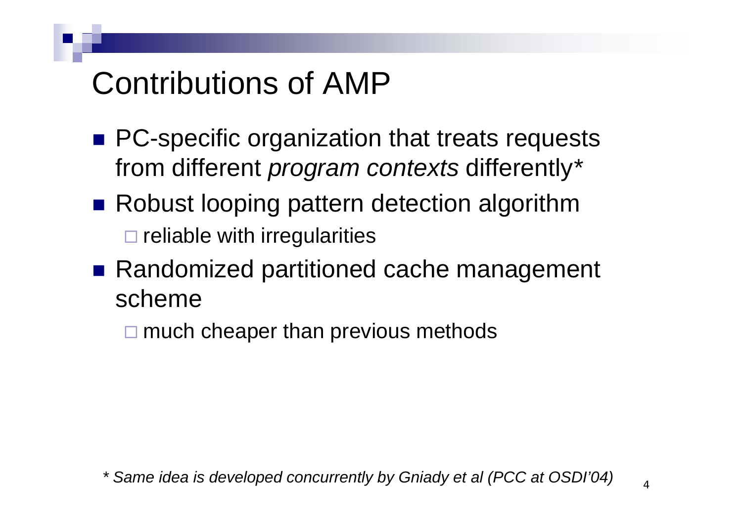# Contributions of AMP

- PC-specific organization that treats requests from different *program contexts* differently*
- Robust looping pattern detection algorithm
  - reliable with irregularities
- Randomized partitioned cache management scheme
  - much cheaper than previous methods

*\* Same idea is developed concurrently by Gniady et al (PCC at OSDI'04)*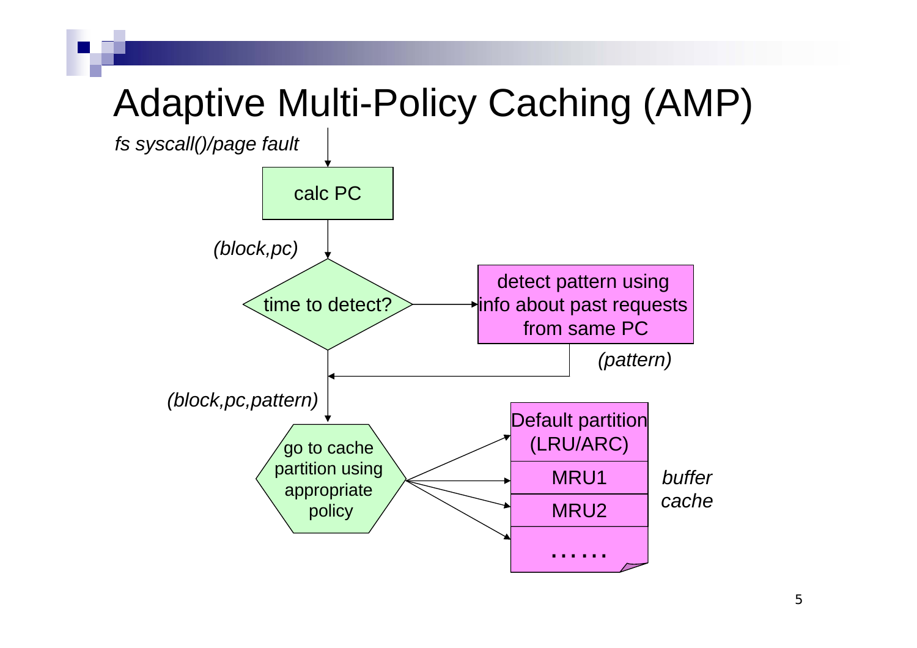# Adaptive Multi-Policy Caching (AMP)

*fs syscall()/page fault*

calc PC

*(block,pc)*

time to detect?

detect pattern using info about past requests from same PC

*(pattern)*

*(block,pc,pattern)*

go to cache partition using appropriate policy

Default partition (LRU/ARC)

MRU1

MRU2

……

*buffer cache*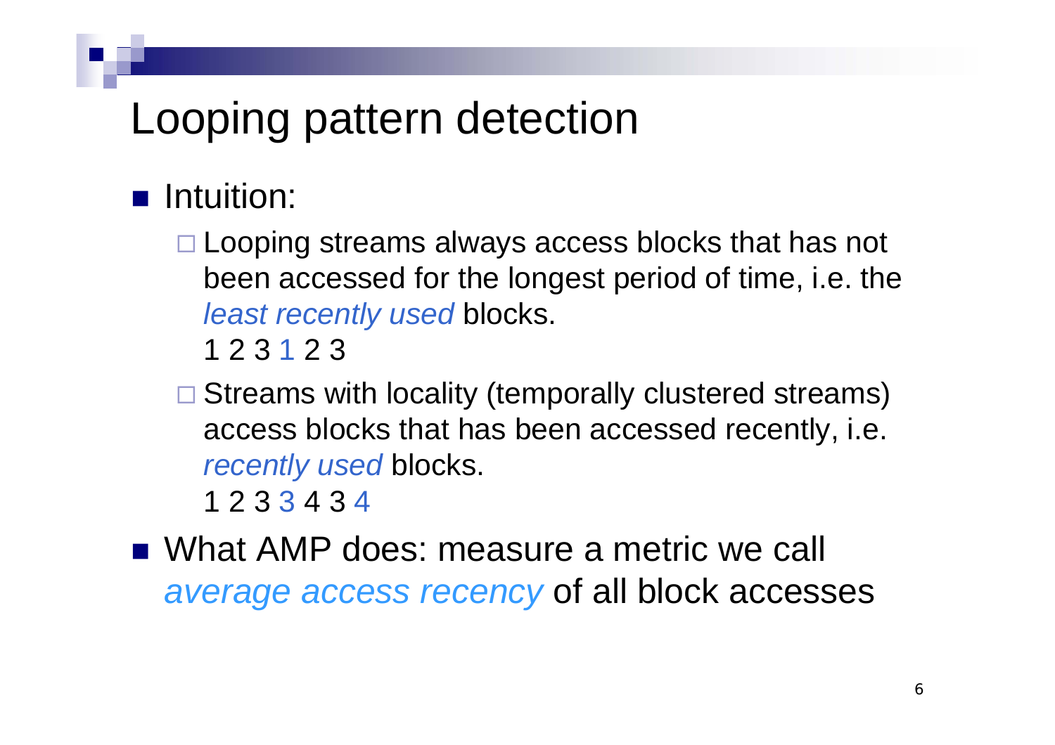# Looping pattern detection

- Intuition:
  - Looping streams always access blocks that has not been accessed for the longest period of time, i.e. the *least recently used* blocks.
    1 2 3 1 2 3
  - Streams with locality (temporally clustered streams) access blocks that has been accessed recently, i.e. *recently used* blocks.
    1 2 3 3 4 3 4
- What AMP does: measure a metric we call *average access recency* of all block accesses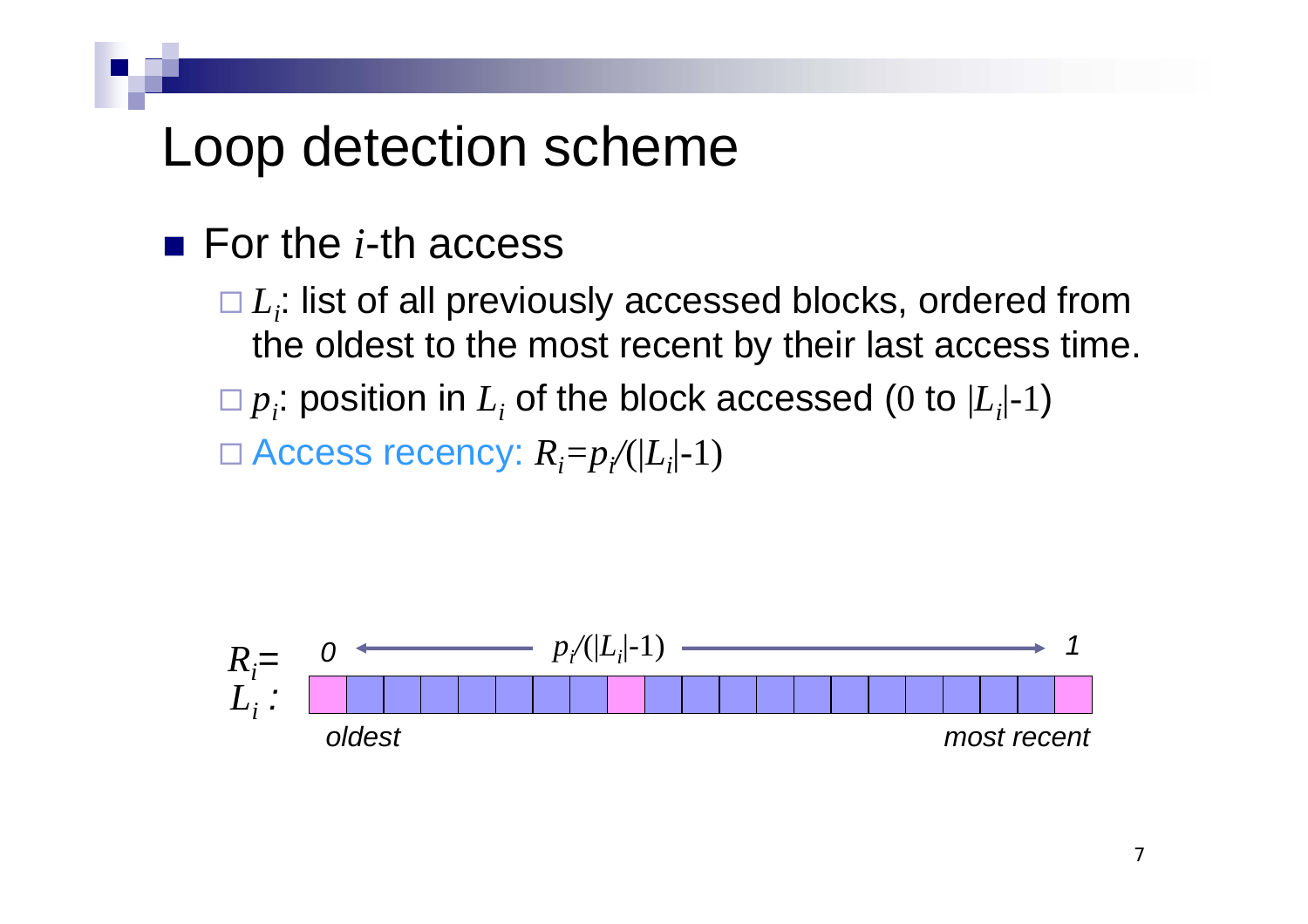# Loop detection scheme

- For the $i$-th access
  - $L_i$: list of all previously accessed blocks, ordered from the oldest to the most recent by their last access time.
  - $p_i$: position in $L_i$ of the block accessed ($0$ to $|L_i|$-$1$)
  - Access recency: $R_i = p_i/(|L_i|-1)$

$R_i$= 0 ← $p_i/(|L_i|-1)$ → 1

$L_i$ :

*oldest* *most recent*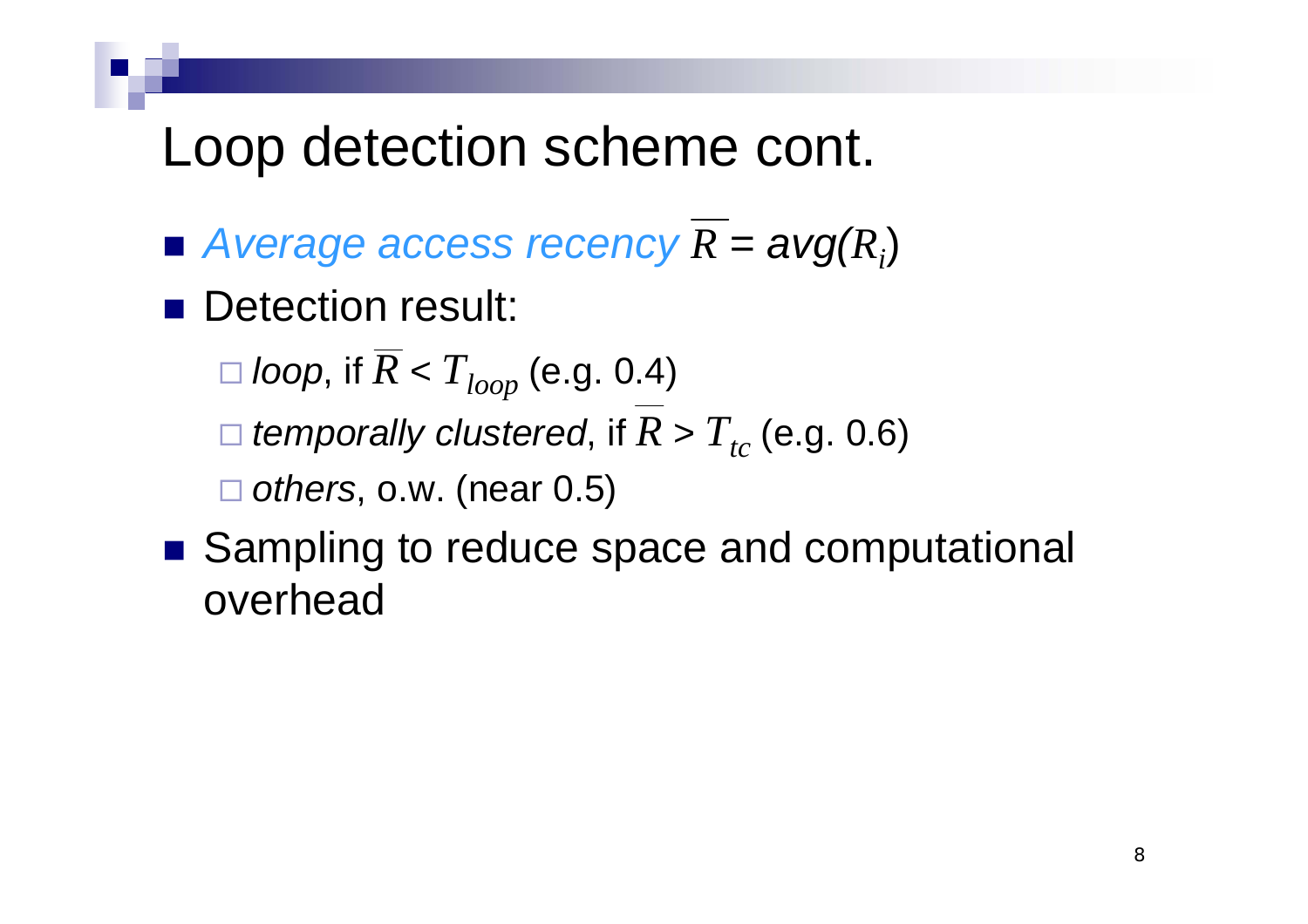# Loop detection scheme cont.

- *Average access recency* $\overline{R}$ = *avg*($R_i$)
- Detection result:
  - *loop*, if $\overline{R} < T_{loop}$ (e.g. 0.4)
  - *temporally clustered*, if $\overline{R} > T_{tc}$ (e.g. 0.6)
  - *others*, o.w. (near 0.5)
- Sampling to reduce space and computational overhead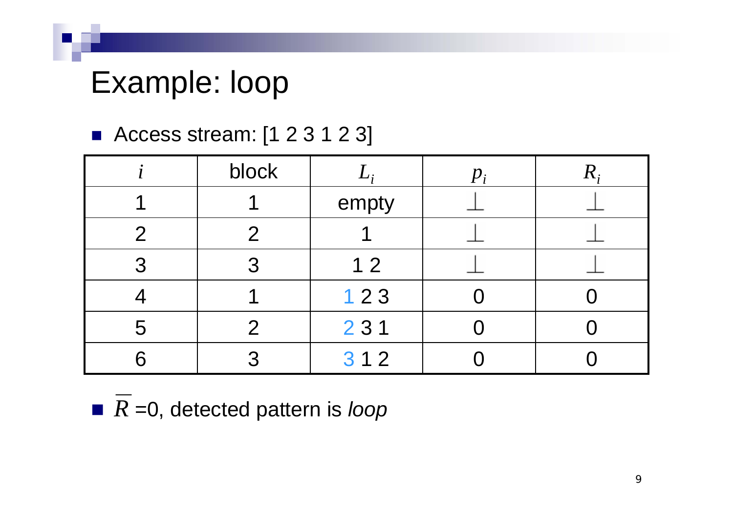# Example: loop

- Access stream: [1 2 3 1 2 3]

| $i$ | block | $L_i$ | $p_i$ | $R_i$ |
|---|---|---|---|---|
| 1 | 1 | empty | $\perp$ | $\perp$ |
| 2 | 2 | 1 | $\perp$ | $\perp$ |
| 3 | 3 | 1 2 | $\perp$ | $\perp$ |
| 4 | 1 | 1 2 3 | 0 | 0 |
| 5 | 2 | 2 3 1 | 0 | 0 |
| 6 | 3 | 3 1 2 | 0 | 0 |

- $\overline{R}$ =0, detected pattern is *loop*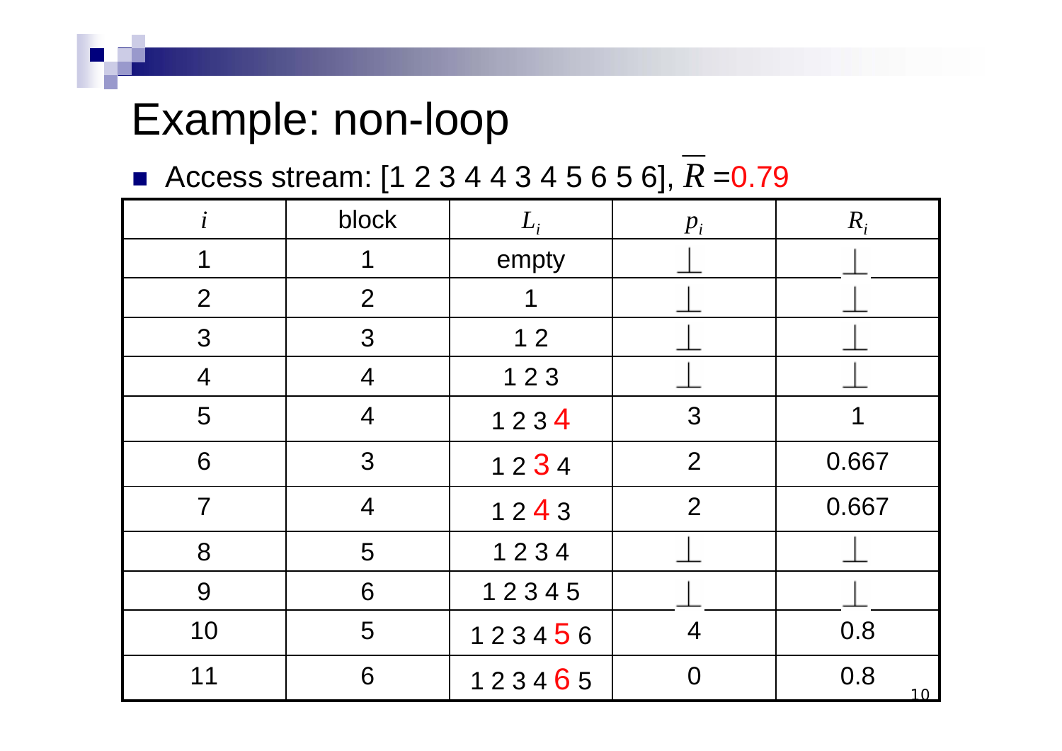# Example: non-loop

- Access stream: [1 2 3 4 4 3 4 5 6 5 6], $\overline{R}$ =0.79

| $i$ | block | $L_i$ | $p_i$ | $R_i$ |
|---|---|---|---|---|
| 1 | 1 | empty | $\perp$ | $\perp$ |
| 2 | 2 | 1 | $\perp$ | $\perp$ |
| 3 | 3 | 1 2 | $\perp$ | $\perp$ |
| 4 | 4 | 1 2 3 | $\perp$ | $\perp$ |
| 5 | 4 | 1 2 3 **4** | 3 | 1 |
| 6 | 3 | 1 2 **3** 4 | 2 | 0.667 |
| 7 | 4 | 1 2 **4** 3 | 2 | 0.667 |
| 8 | 5 | 1 2 3 4 | $\perp$ | $\perp$ |
| 9 | 6 | 1 2 3 4 5 | $\perp$ | $\perp$ |
| 10 | 5 | 1 2 3 4 **5** 6 | 4 | 0.8 |
| 11 | 6 | 1 2 3 4 **6** 5 | 0 | 0.8 |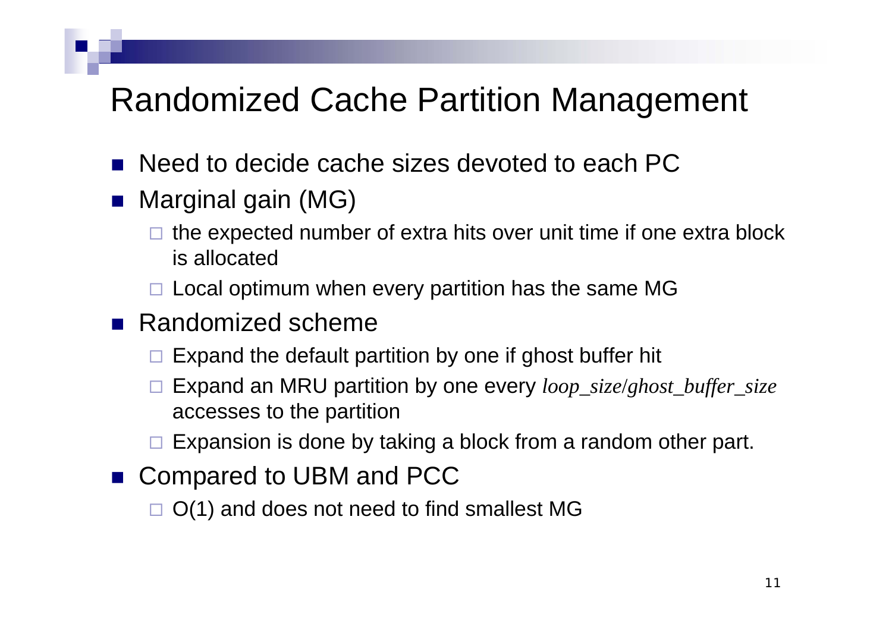# Randomized Cache Partition Management

- Need to decide cache sizes devoted to each PC
- Marginal gain (MG)
  - the expected number of extra hits over unit time if one extra block is allocated
  - Local optimum when every partition has the same MG
- Randomized scheme
  - Expand the default partition by one if ghost buffer hit
  - Expand an MRU partition by one every *loop_size/ghost_buffer_size* accesses to the partition
  - Expansion is done by taking a block from a random other part.
- Compared to UBM and PCC
  - O(1) and does not need to find smallest MG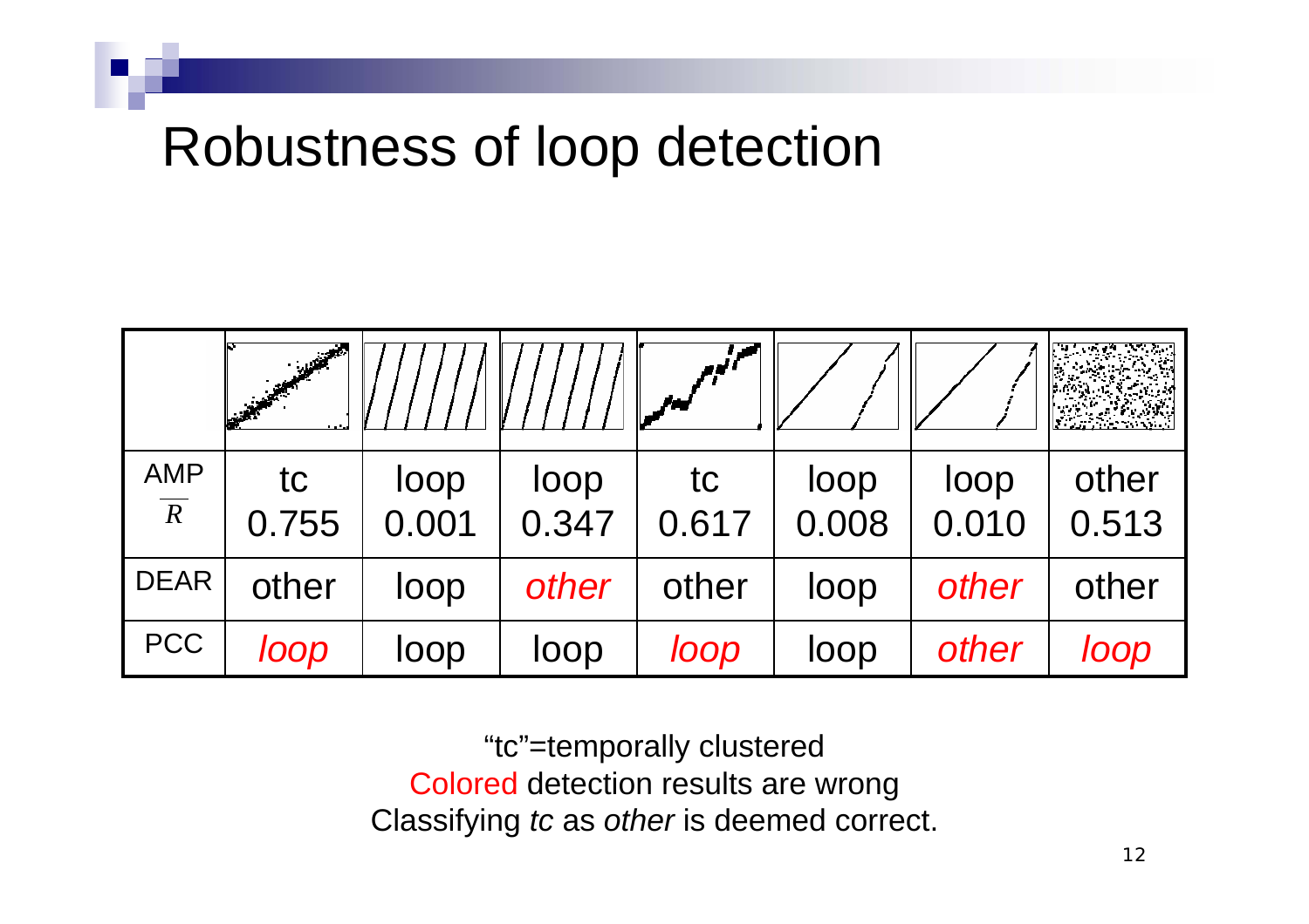# Robustness of loop detection

| | | | | | | | |
|---|---|---|---|---|---|---|---|
| AMP $\overline{R}$ | tc 0.755 | loop 0.001 | loop 0.347 | tc 0.617 | loop 0.008 | loop 0.010 | other 0.513 |
| DEAR | other | loop | *other* | other | loop | *other* | other |
| PCC | *loop* | loop | loop | *loop* | loop | *other* | *loop* |

"tc"=temporally clustered

Colored detection results are wrong

Classifying *tc* as *other* is deemed correct.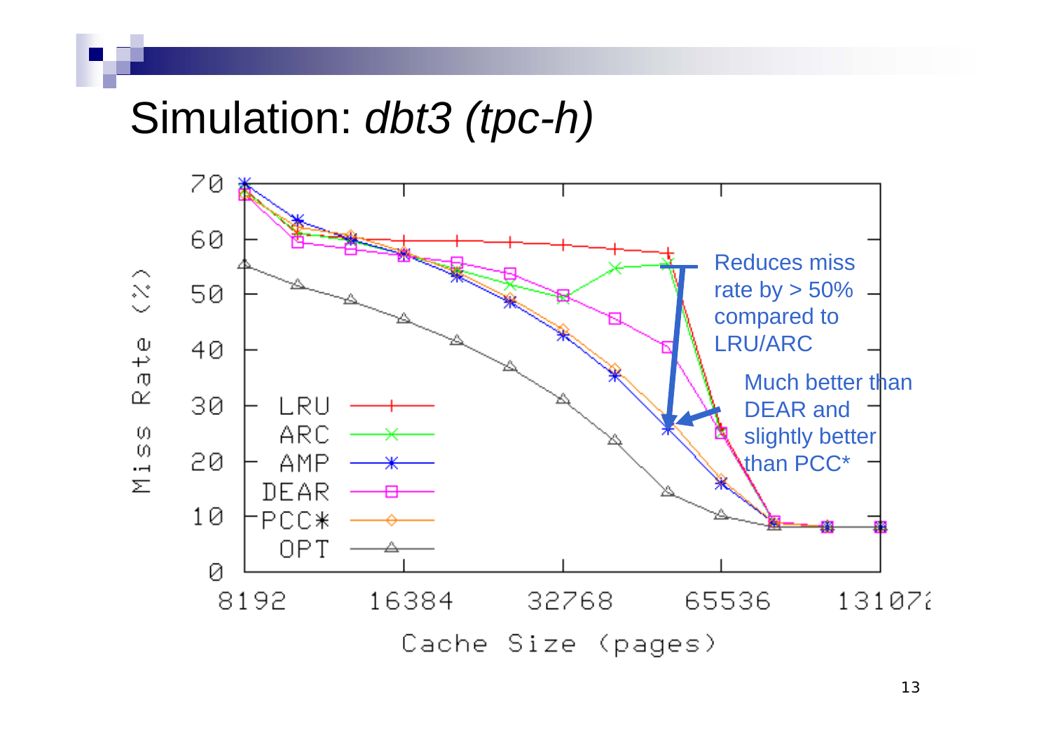# Simulation: *dbt3 (tpc-h)*

Reduces miss rate by > 50% compared to LRU/ARC

Much better than DEAR and slightly better than PCC*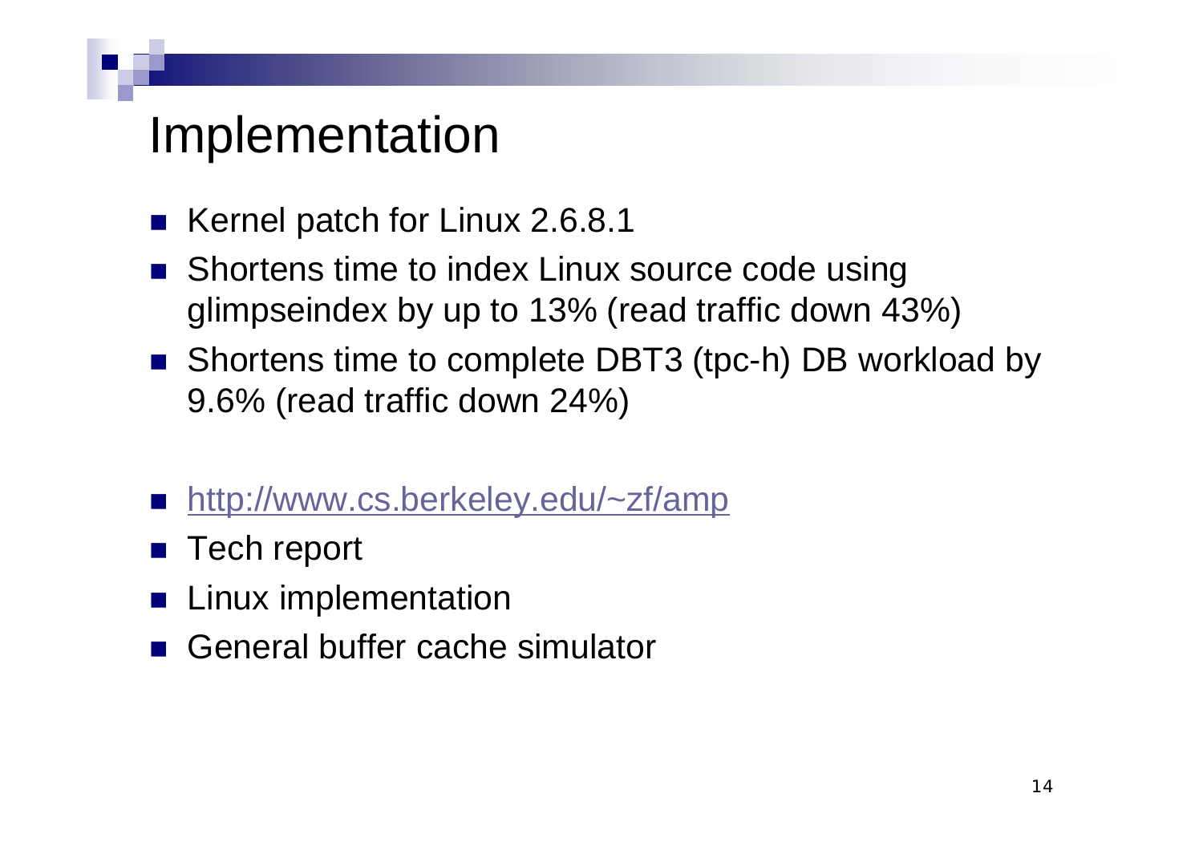# Implementation

- Kernel patch for Linux 2.6.8.1
- Shortens time to index Linux source code using glimpseindex by up to 13% (read traffic down 43%)
- Shortens time to complete DBT3 (tpc-h) DB workload by 9.6% (read traffic down 24%)

- http://www.cs.berkeley.edu/~zf/amp
- Tech report
- Linux implementation
- General buffer cache simulator